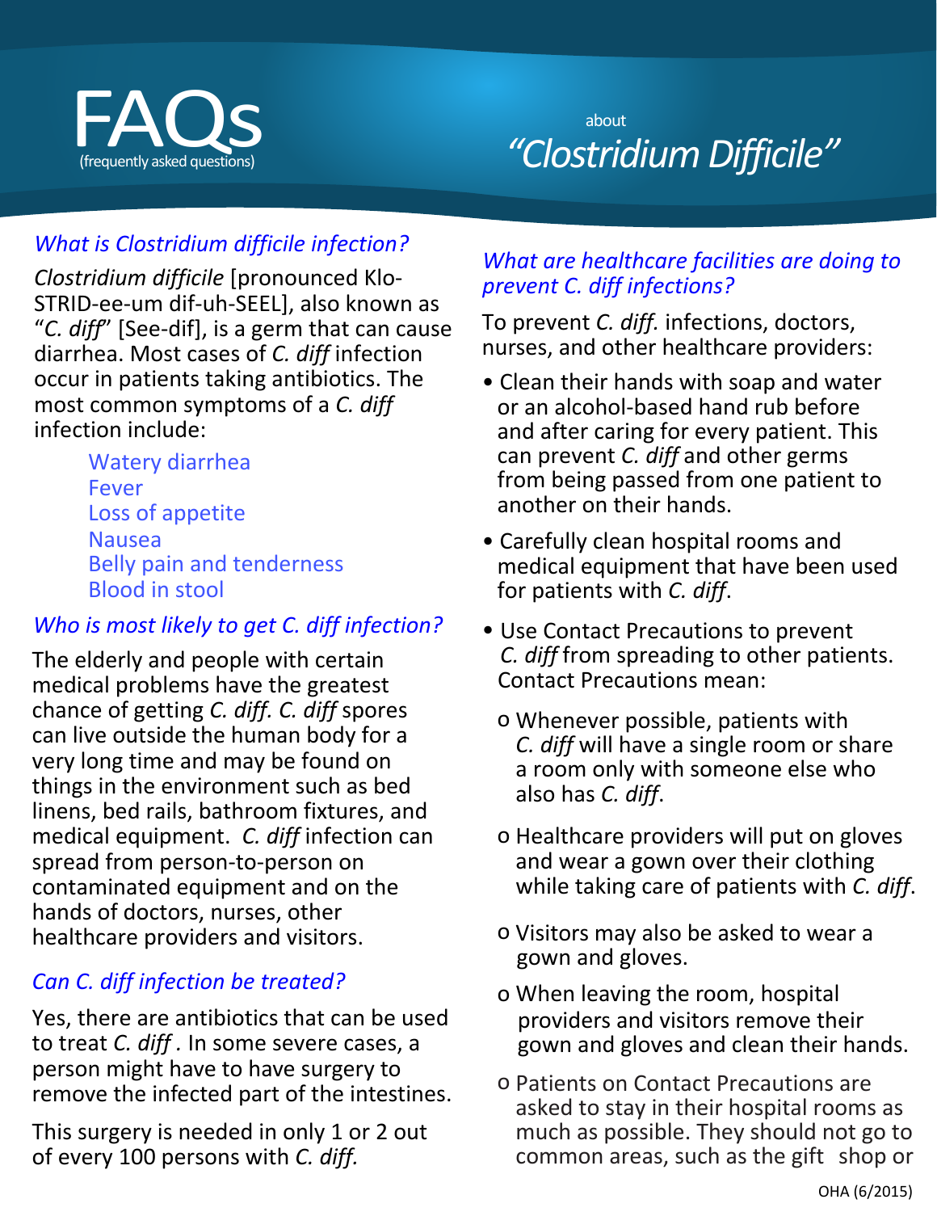// Page 1 transcription (document 5a63e9a1f314). Note: the final bullet is cut off at the page edge ("such as the gift shop or") and continues on page 2.
# FAQs
(frequently asked questions)

about

## *"Clostridium Difficile"*

### *What is Clostridium difficile infection?*

*Clostridium difficile* [pronounced Klo-STRID-ee-um dif-uh-SEEL], also known as "*C. diff*" [See-dif], is a germ that can cause diarrhea. Most cases of *C. diff* infection occur in patients taking antibiotics. The most common symptoms of a *C. diff* infection include:

- Watery diarrhea
- Fever
- Loss of appetite
- Nausea
- Belly pain and tenderness
- Blood in stool

### *Who is most likely to get C. diff infection?*

The elderly and people with certain medical problems have the greatest chance of getting *C. diff. C. diff* spores can live outside the human body for a very long time and may be found on things in the environment such as bed linens, bed rails, bathroom fixtures, and medical equipment. *C. diff* infection can spread from person-to-person on contaminated equipment and on the hands of doctors, nurses, other healthcare providers and visitors.

### *Can C. diff infection be treated?*

Yes, there are antibiotics that can be used to treat *C. diff* . In some severe cases, a person might have to have surgery to remove the infected part of the intestines.

This surgery is needed in only 1 or 2 out of every 100 persons with *C. diff.*

### *What are healthcare facilities are doing to prevent C. diff infections?*

To prevent *C. diff.* infections, doctors, nurses, and other healthcare providers:

- Clean their hands with soap and water or an alcohol-based hand rub before and after caring for every patient. This can prevent *C. diff* and other germs from being passed from one patient to another on their hands.
- Carefully clean hospital rooms and medical equipment that have been used for patients with *C. diff*.
- Use Contact Precautions to prevent *C. diff* from spreading to other patients. Contact Precautions mean:
  - Whenever possible, patients with *C. diff* will have a single room or share a room only with someone else who also has *C. diff*.
  - Healthcare providers will put on gloves and wear a gown over their clothing while taking care of patients with *C. diff*.
  - Visitors may also be asked to wear a gown and gloves.
  - When leaving the room, hospital providers and visitors remove their gown and gloves and clean their hands.
  - Patients on Contact Precautions are asked to stay in their hospital rooms as much as possible. They should not go to common areas, such as the gift shop or

OHA (6/2015)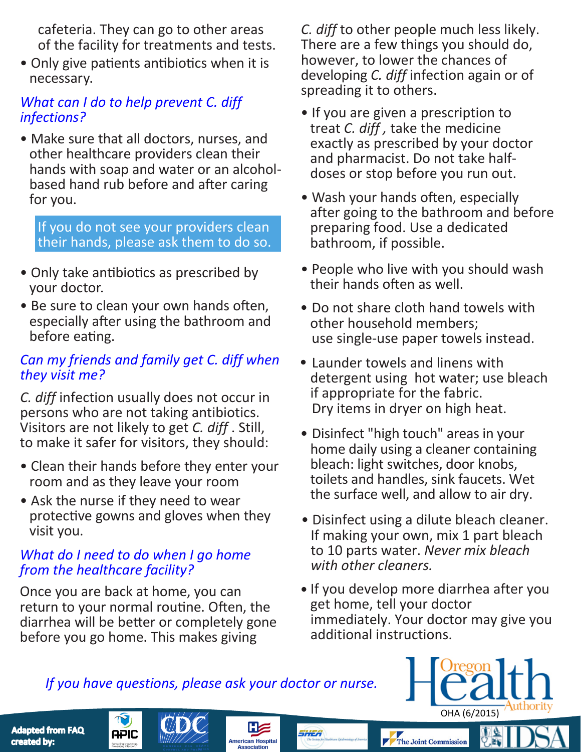cafeteria. They can go to other areas of the facility for treatments and tests.

- Only give patients antibiotics when it is necessary.

### *What can I do to help prevent C. diff infections?*

- Make sure that all doctors, nurses, and other healthcare providers clean their hands with soap and water or an alcohol-based hand rub before and after caring for you.

If you do not see your providers clean their hands, please ask them to do so.

- Only take antibiotics as prescribed by your doctor.
- Be sure to clean your own hands often, especially after using the bathroom and before eating.

### *Can my friends and family get C. diff when they visit me?*

*C. diff* infection usually does not occur in persons who are not taking antibiotics. Visitors are not likely to get *C. diff* . Still, to make it safer for visitors, they should:

- Clean their hands before they enter your room and as they leave your room
- Ask the nurse if they need to wear protective gowns and gloves when they visit you.

### *What do I need to do when I go home from the healthcare facility?*

Once you are back at home, you can return to your normal routine. Often, the diarrhea will be better or completely gone before you go home. This makes giving *C. diff* to other people much less likely. There are a few things you should do, however, to lower the chances of developing *C. diff* infection again or of spreading it to others.

- If you are given a prescription to treat *C. diff* , take the medicine exactly as prescribed by your doctor and pharmacist. Do not take half-doses or stop before you run out.
- Wash your hands often, especially after going to the bathroom and before preparing food. Use a dedicated bathroom, if possible.
- People who live with you should wash their hands often as well.
- Do not share cloth hand towels with other household members; use single-use paper towels instead.
- Launder towels and linens with detergent using hot water; use bleach if appropriate for the fabric. Dry items in dryer on high heat.
- Disinfect "high touch" areas in your home daily using a cleaner containing bleach: light switches, door knobs, toilets and handles, sink faucets. Wet the surface well, and allow to air dry.
- Disinfect using a dilute bleach cleaner. If making your own, mix 1 part bleach to 10 parts water. *Never mix bleach with other cleaners.*
- If you develop more diarrhea after you get home, tell your doctor immediately. Your doctor may give you additional instructions.

*If you have questions, please ask your doctor or nurse.*

Oregon Health Authority

OHA (6/2015)

**Adapted from FAQ created by:** APIC, CDC, American Hospital Association, SHEA, The Joint Commission, IDSA